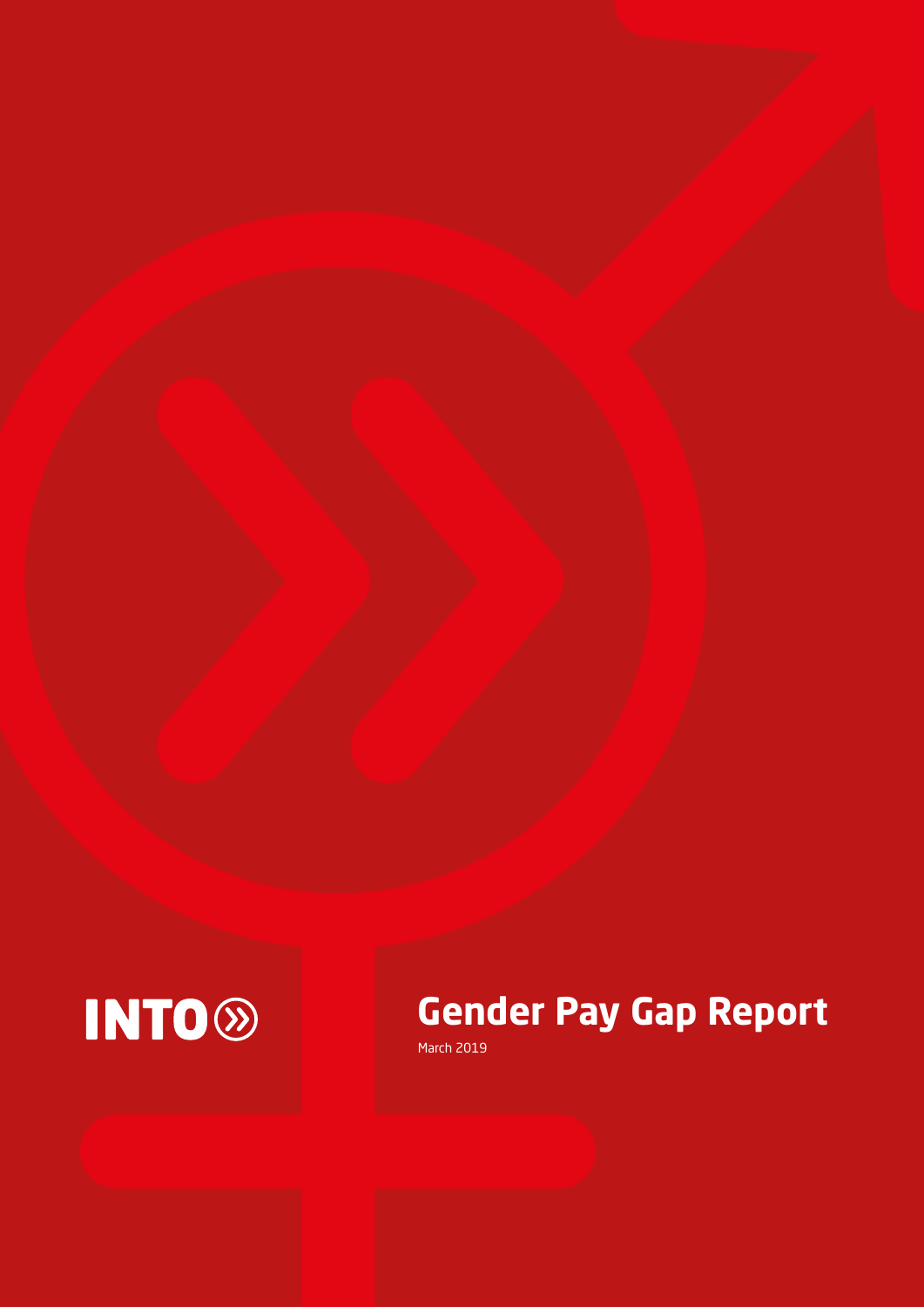INTO

# Gender Pay Gap Report

March 2019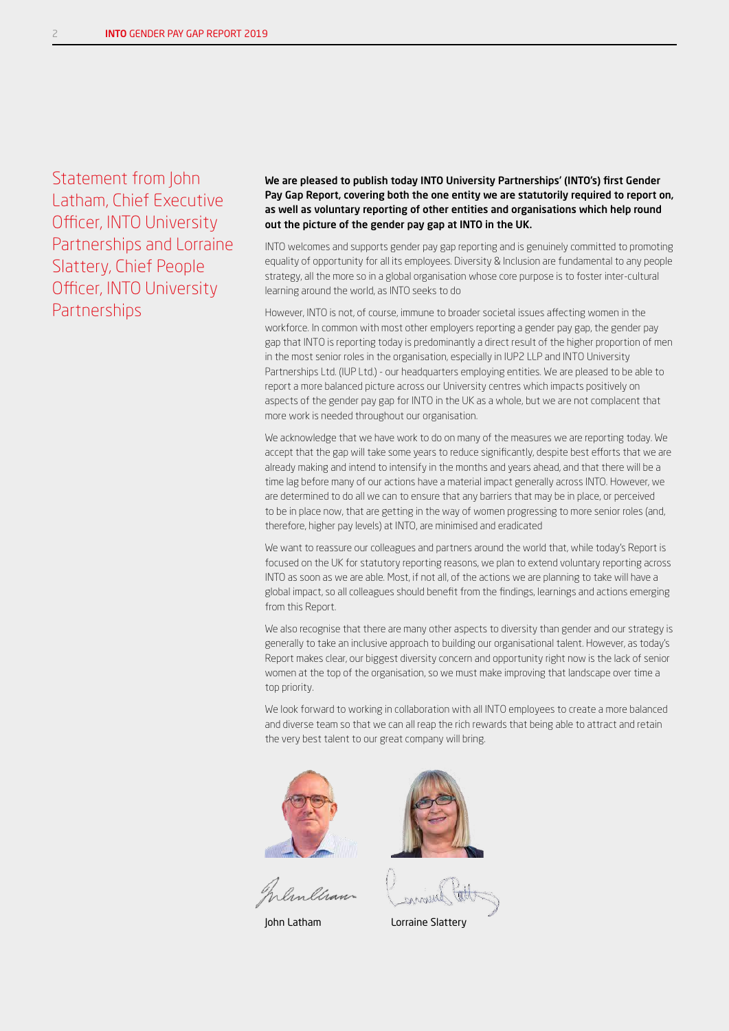## Statement from John Latham, Chief Executive Officer, INTO University Partnerships and Lorraine Slattery, Chief People Officer, INTO University Partnerships

**We are pleased to publish today INTO University Partnerships' (INTO's) first Gender Pay Gap Report, covering both the one entity we are statutorily required to report on, as well as voluntary reporting of other entities and organisations which help round out the picture of the gender pay gap at INTO in the UK.**

INTO welcomes and supports gender pay gap reporting and is genuinely committed to promoting equality of opportunity for all its employees. Diversity & Inclusion are fundamental to any people strategy, all the more so in a global organisation whose core purpose is to foster inter-cultural learning around the world, as INTO seeks to do

However, INTO is not, of course, immune to broader societal issues affecting women in the workforce. In common with most other employers reporting a gender pay gap, the gender pay gap that INTO is reporting today is predominantly a direct result of the higher proportion of men in the most senior roles in the organisation, especially in IUP2 LLP and INTO University Partnerships Ltd. (IUP Ltd.) - our headquarters employing entities. We are pleased to be able to report a more balanced picture across our University centres which impacts positively on aspects of the gender pay gap for INTO in the UK as a whole, but we are not complacent that more work is needed throughout our organisation.

We acknowledge that we have work to do on many of the measures we are reporting today. We accept that the gap will take some years to reduce significantly, despite best efforts that we are already making and intend to intensify in the months and years ahead, and that there will be a time lag before many of our actions have a material impact generally across INTO. However, we are determined to do all we can to ensure that any barriers that may be in place, or perceived to be in place now, that are getting in the way of women progressing to more senior roles (and, therefore, higher pay levels) at INTO, are minimised and eradicated

We want to reassure our colleagues and partners around the world that, while today's Report is focused on the UK for statutory reporting reasons, we plan to extend voluntary reporting across INTO as soon as we are able. Most, if not all, of the actions we are planning to take will have a global impact, so all colleagues should benefit from the findings, learnings and actions emerging from this Report.

We also recognise that there are many other aspects to diversity than gender and our strategy is generally to take an inclusive approach to building our organisational talent. However, as today's Report makes clear, our biggest diversity concern and opportunity right now is the lack of senior women at the top of the organisation, so we must make improving that landscape over time a top priority.

We look forward to working in collaboration with all INTO employees to create a more balanced and diverse team so that we can all reap the rich rewards that being able to attract and retain the very best talent to our great company will bring.

John Latham

Lorraine Slattery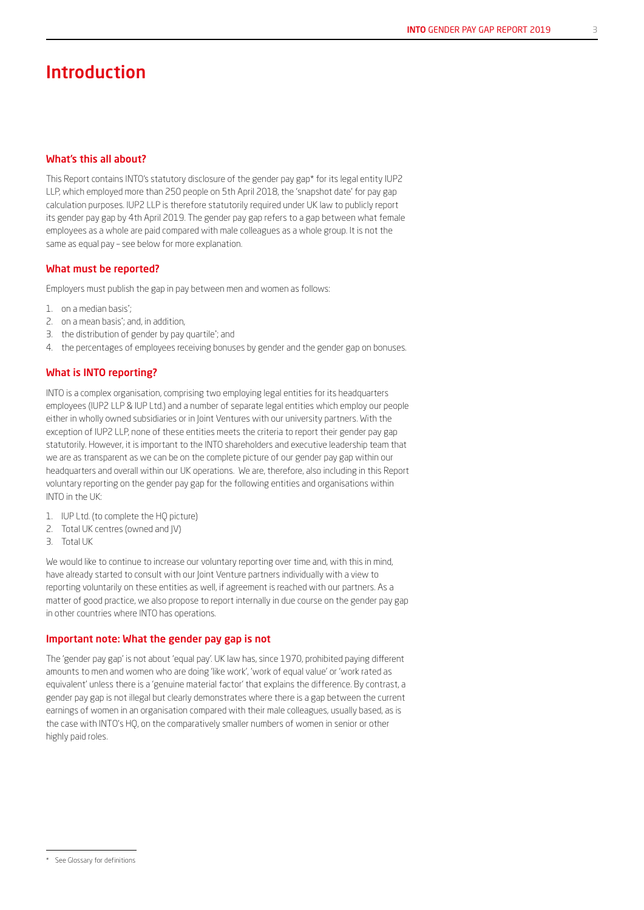# Introduction

## What's this all about?

This Report contains INTO's statutory disclosure of the gender pay gap* for its legal entity IUP2 LLP, which employed more than 250 people on 5th April 2018, the 'snapshot date' for pay gap calculation purposes. IUP2 LLP is therefore statutorily required under UK law to publicly report its gender pay gap by 4th April 2019. The gender pay gap refers to a gap between what female employees as a whole are paid compared with male colleagues as a whole group. It is not the same as equal pay – see below for more explanation.

## What must be reported?

Employers must publish the gap in pay between men and women as follows:

1. on a median basis*;
2. on a mean basis*; and, in addition,
3. the distribution of gender by pay quartile*; and
4. the percentages of employees receiving bonuses by gender and the gender gap on bonuses.

## What is INTO reporting?

INTO is a complex organisation, comprising two employing legal entities for its headquarters employees (IUP2 LLP & IUP Ltd.) and a number of separate legal entities which employ our people either in wholly owned subsidiaries or in Joint Ventures with our university partners. With the exception of IUP2 LLP, none of these entities meets the criteria to report their gender pay gap statutorily. However, it is important to the INTO shareholders and executive leadership team that we are as transparent as we can be on the complete picture of our gender pay gap within our headquarters and overall within our UK operations. We are, therefore, also including in this Report voluntary reporting on the gender pay gap for the following entities and organisations within INTO in the UK:

1. IUP Ltd. (to complete the HQ picture)
2. Total UK centres (owned and JV)
3. Total UK

We would like to continue to increase our voluntary reporting over time and, with this in mind, have already started to consult with our Joint Venture partners individually with a view to reporting voluntarily on these entities as well, if agreement is reached with our partners. As a matter of good practice, we also propose to report internally in due course on the gender pay gap in other countries where INTO has operations.

## Important note: What the gender pay gap is not

The 'gender pay gap' is not about 'equal pay'. UK law has, since 1970, prohibited paying different amounts to men and women who are doing 'like work', 'work of equal value' or 'work rated as equivalent' unless there is a 'genuine material factor' that explains the difference. By contrast, a gender pay gap is not illegal but clearly demonstrates where there is a gap between the current earnings of women in an organisation compared with their male colleagues, usually based, as is the case with INTO's HQ, on the comparatively smaller numbers of women in senior or other highly paid roles.

---

\* See Glossary for definitions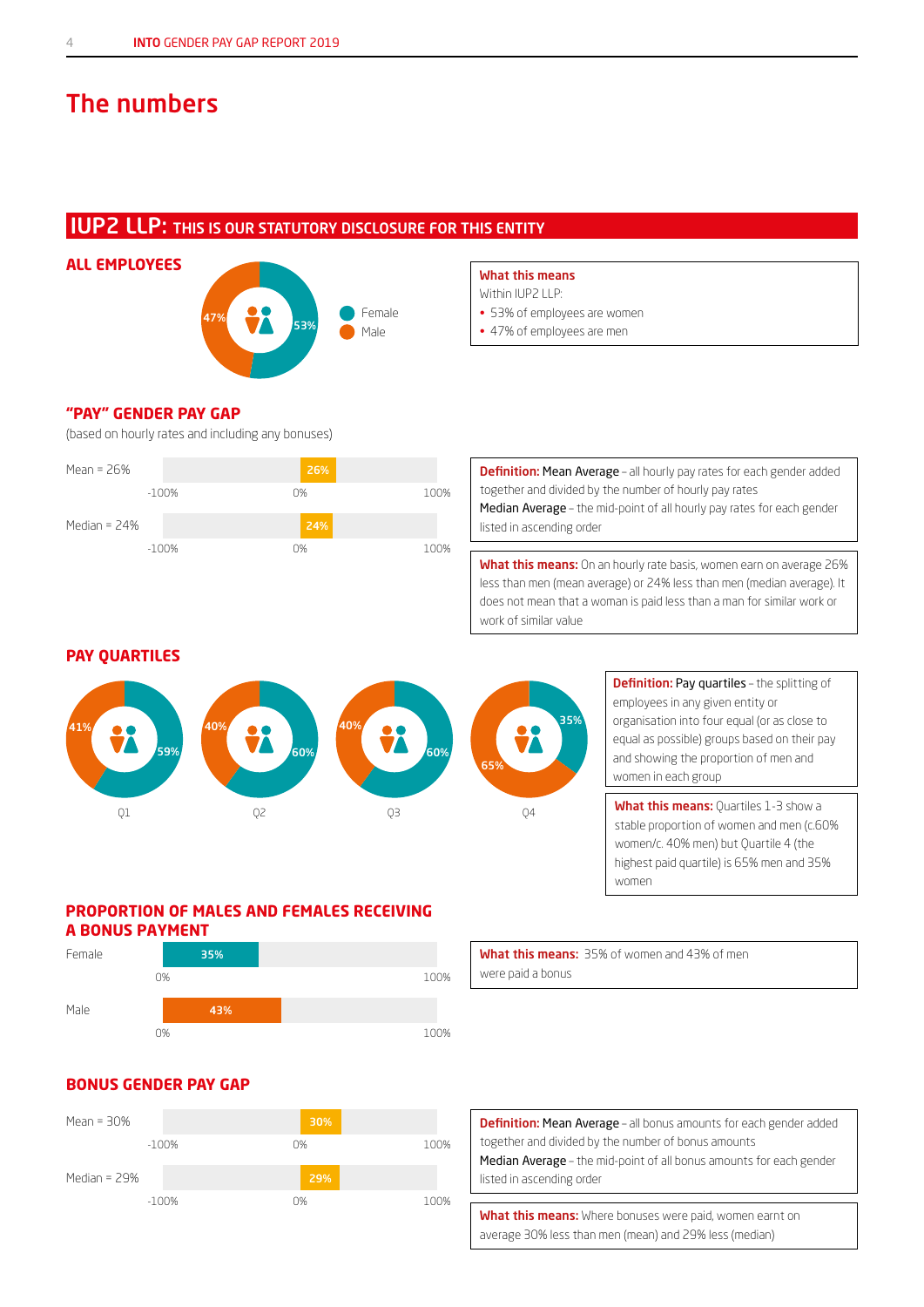# The numbers

## IUP2 LLP: THIS IS OUR STATUTORY DISCLOSURE FOR THIS ENTITY

### ALL EMPLOYEES

- Female: 53%
- Male: 47%

**What this means**
Within IUP2 LLP:
- 53% of employees are women
- 47% of employees are men

### "PAY" GENDER PAY GAP

(based on hourly rates and including any bonuses)

Mean = 26%

Median = 24%

**Definition:** Mean Average – all hourly pay rates for each gender added together and divided by the number of hourly pay rates
Median Average – the mid-point of all hourly pay rates for each gender listed in ascending order

**What this means:** On an hourly rate basis, women earn on average 26% less than men (mean average) or 24% less than men (median average). It does not mean that a woman is paid less than a man for similar work or work of similar value

### PAY QUARTILES

| | Q1 | Q2 | Q3 | Q4 |
|---|---|---|---|---|
| Female | 59% | 60% | 60% | 35% |
| Male | 41% | 40% | 40% | 65% |

**Definition:** Pay quartiles – the splitting of employees in any given entity or organisation into four equal (or as close to equal as possible) groups based on their pay and showing the proportion of men and women in each group

**What this means:** Quartiles 1-3 show a stable proportion of women and men (c.60% women/c. 40% men) but Quartile 4 (the highest paid quartile) is 65% men and 35% women

### PROPORTION OF MALES AND FEMALES RECEIVING A BONUS PAYMENT

- Female: 35%
- Male: 43%

**What this means:** 35% of women and 43% of men were paid a bonus

### BONUS GENDER PAY GAP

Mean = 30%

Median = 29%

**Definition:** Mean Average – all bonus amounts for each gender added together and divided by the number of bonus amounts
Median Average – the mid-point of all bonus amounts for each gender listed in ascending order

**What this means:** Where bonuses were paid, women earnt on average 30% less than men (mean) and 29% less (median)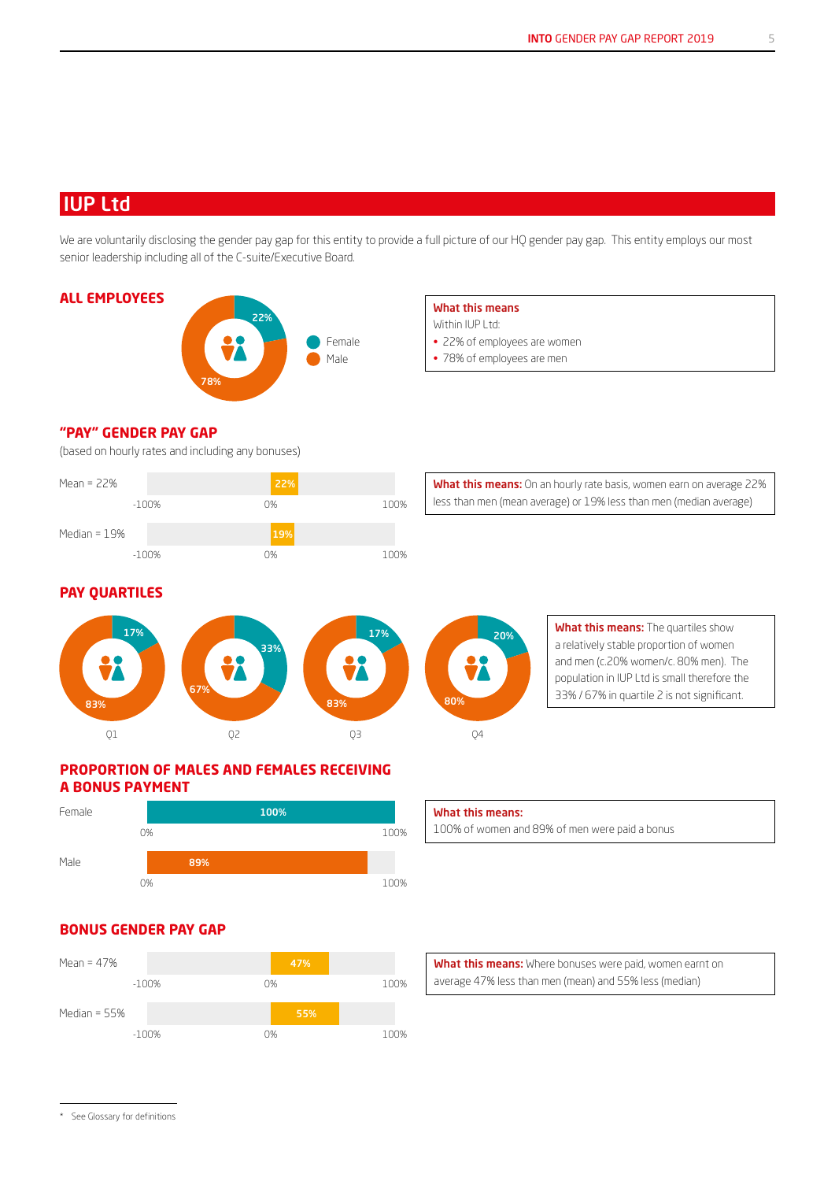## IUP Ltd

We are voluntarily disclosing the gender pay gap for this entity to provide a full picture of our HQ gender pay gap. This entity employs our most senior leadership including all of the C-suite/Executive Board.

### ALL EMPLOYEES

| | |
|---|---|
| Female | 22% |
| Male | 78% |

**What this means**

Within IUP Ltd:

- 22% of employees are women
- 78% of employees are men

### "PAY" GENDER PAY GAP

(based on hourly rates and including any bonuses)

Mean = 22%

Median = 19%

**What this means:** On an hourly rate basis, women earn on average 22% less than men (mean average) or 19% less than men (median average)

### PAY QUARTILES

| | Q1 | Q2 | Q3 | Q4 |
|---|---|---|---|---|
| Female | 17% | 33% | 17% | 20% |
| Male | 83% | 67% | 83% | 80% |

**What this means:** The quartiles show a relatively stable proportion of women and men (c.20% women/c. 80% men). The population in IUP Ltd is small therefore the 33% / 67% in quartile 2 is not significant.

### PROPORTION OF MALES AND FEMALES RECEIVING A BONUS PAYMENT

| | |
|---|---|
| Female | 100% |
| Male | 89% |

**What this means:**

100% of women and 89% of men were paid a bonus

### BONUS GENDER PAY GAP

Mean = 47%

Median = 55%

**What this means:** Where bonuses were paid, women earnt on average 47% less than men (mean) and 55% less (median)

* See Glossary for definitions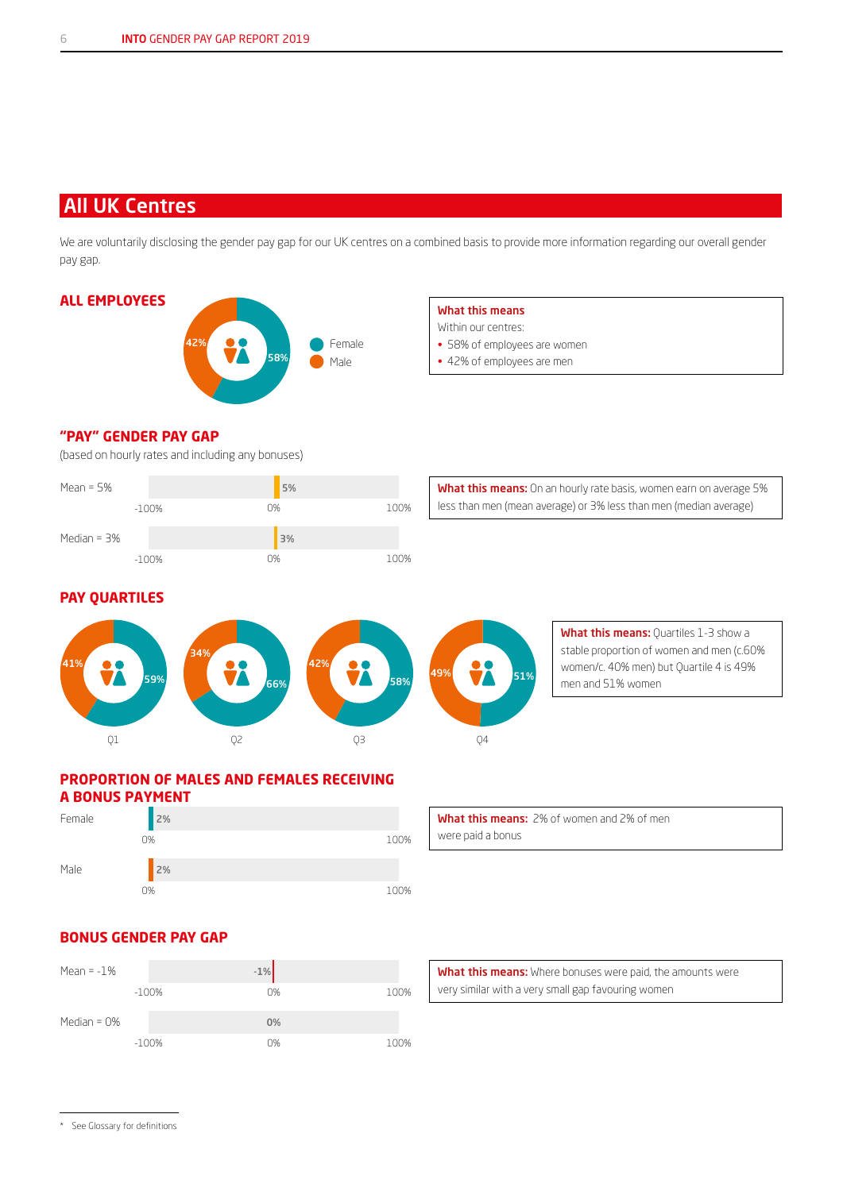## All UK Centres

We are voluntarily disclosing the gender pay gap for our UK centres on a combined basis to provide more information regarding our overall gender pay gap.

### ALL EMPLOYEES

- Female: 58%
- Male: 42%

**What this means**
Within our centres:
- 58% of employees are women
- 42% of employees are men

### "PAY" GENDER PAY GAP

(based on hourly rates and including any bonuses)

| Measure | Value |
|---|---|
| Mean | 5% |
| Median | 3% |

**What this means:** On an hourly rate basis, women earn on average 5% less than men (mean average) or 3% less than men (median average)

### PAY QUARTILES

| Quartile | Female | Male |
|---|---|---|
| Q1 | 59% | 41% |
| Q2 | 66% | 34% |
| Q3 | 58% | 42% |
| Q4 | 51% | 49% |

**What this means:** Quartiles 1-3 show a stable proportion of women and men (c.60% women/c. 40% men) but Quartile 4 is 49% men and 51% women

### PROPORTION OF MALES AND FEMALES RECEIVING A BONUS PAYMENT

| | Proportion |
|---|---|
| Female | 2% |
| Male | 2% |

**What this means:** 2% of women and 2% of men were paid a bonus

### BONUS GENDER PAY GAP

| Measure | Value |
|---|---|
| Mean | -1% |
| Median | 0% |

**What this means:** Where bonuses were paid, the amounts were very similar with a very small gap favouring women

\* See Glossary for definitions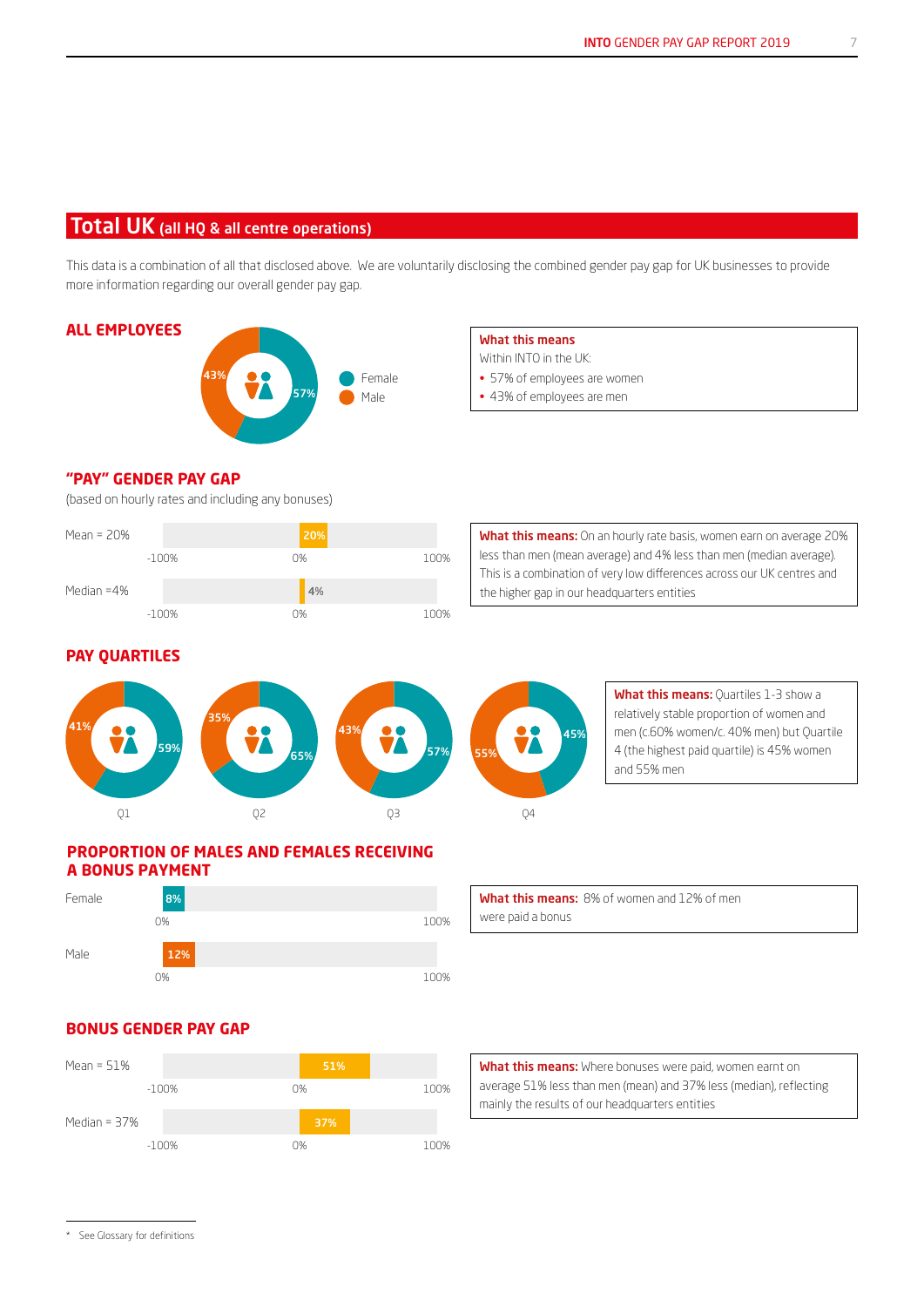# Total UK (all HQ & all centre operations)

This data is a combination of all that disclosed above. We are voluntarily disclosing the combined gender pay gap for UK businesses to provide more information regarding our overall gender pay gap.

## ALL EMPLOYEES

- Female: 57%
- Male: 43%

**What this means**
Within INTO in the UK:
- 57% of employees are women
- 43% of employees are men

## "PAY" GENDER PAY GAP

(based on hourly rates and including any bonuses)

Mean = 20%

Median =4%

**What this means:** On an hourly rate basis, women earn on average 20% less than men (mean average) and 4% less than men (median average). This is a combination of very low differences across our UK centres and the higher gap in our headquarters entities

## PAY QUARTILES

| Quartile | Female | Male |
|---|---|---|
| Q1 | 59% | 41% |
| Q2 | 65% | 35% |
| Q3 | 57% | 43% |
| Q4 | 45% | 55% |

**What this means:** Quartiles 1-3 show a relatively stable proportion of women and men (c.60% women/c. 40% men) but Quartile 4 (the highest paid quartile) is 45% women and 55% men

## PROPORTION OF MALES AND FEMALES RECEIVING A BONUS PAYMENT

Female: 8%

Male: 12%

**What this means:** 8% of women and 12% of men were paid a bonus

## BONUS GENDER PAY GAP

Mean = 51%

Median = 37%

**What this means:** Where bonuses were paid, women earnt on average 51% less than men (mean) and 37% less (median), reflecting mainly the results of our headquarters entities

* See Glossary for definitions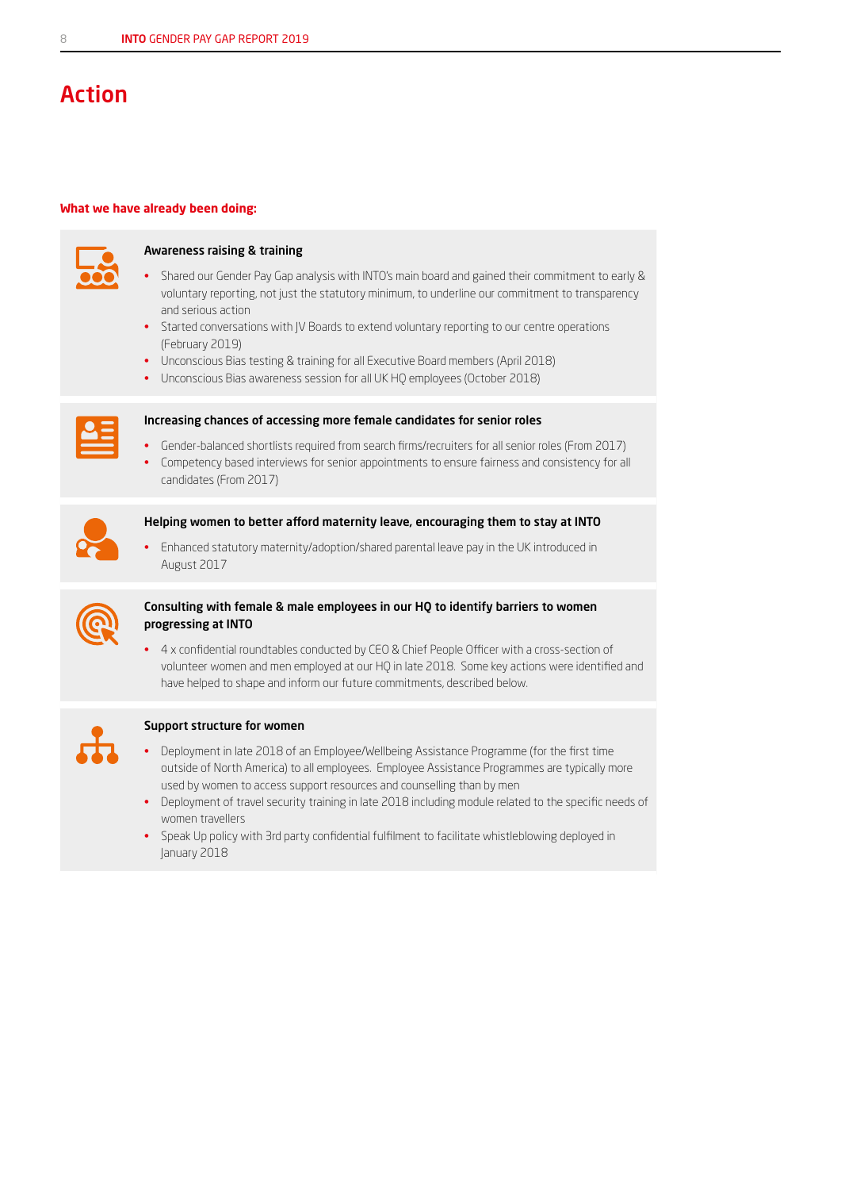# Action

**What we have already been doing:**

### Awareness raising & training

- Shared our Gender Pay Gap analysis with INTO's main board and gained their commitment to early & voluntary reporting, not just the statutory minimum, to underline our commitment to transparency and serious action
- Started conversations with JV Boards to extend voluntary reporting to our centre operations (February 2019)
- Unconscious Bias testing & training for all Executive Board members (April 2018)
- Unconscious Bias awareness session for all UK HQ employees (October 2018)

### Increasing chances of accessing more female candidates for senior roles

- Gender-balanced shortlists required from search firms/recruiters for all senior roles (From 2017)
- Competency based interviews for senior appointments to ensure fairness and consistency for all candidates (From 2017)

### Helping women to better afford maternity leave, encouraging them to stay at INTO

- Enhanced statutory maternity/adoption/shared parental leave pay in the UK introduced in August 2017

### Consulting with female & male employees in our HQ to identify barriers to women progressing at INTO

- 4 x confidential roundtables conducted by CEO & Chief People Officer with a cross-section of volunteer women and men employed at our HQ in late 2018. Some key actions were identified and have helped to shape and inform our future commitments, described below.

### Support structure for women

- Deployment in late 2018 of an Employee/Wellbeing Assistance Programme (for the first time outside of North America) to all employees. Employee Assistance Programmes are typically more used by women to access support resources and counselling than by men
- Deployment of travel security training in late 2018 including module related to the specific needs of women travellers
- Speak Up policy with 3rd party confidential fulfilment to facilitate whistleblowing deployed in January 2018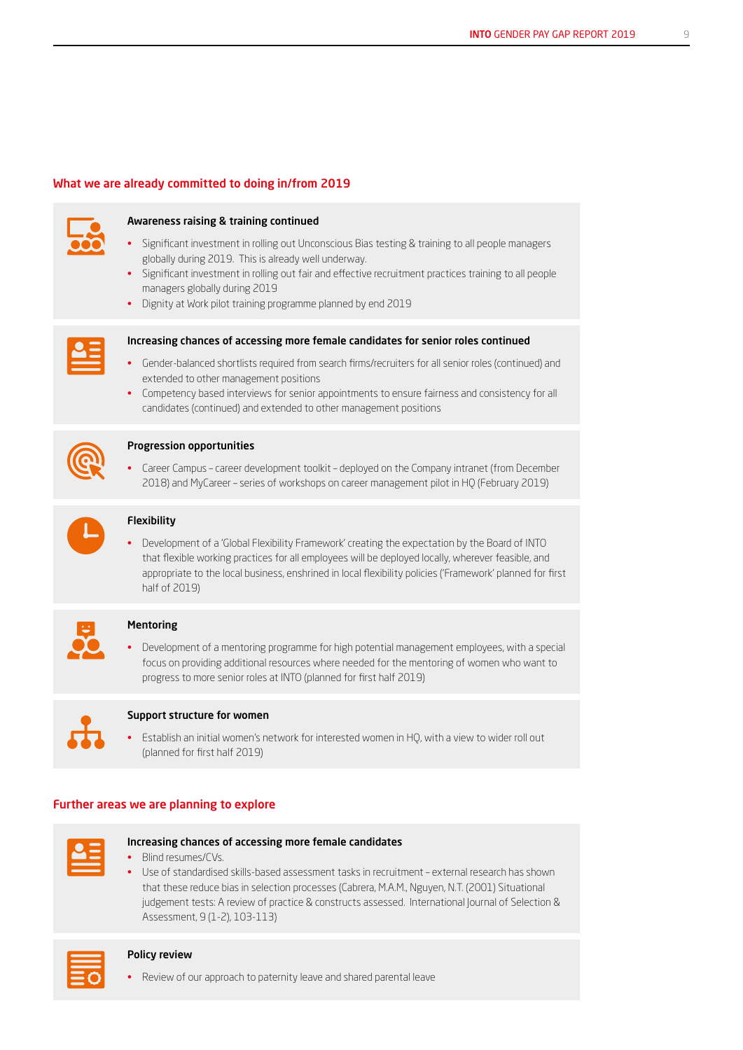## What we are already committed to doing in/from 2019

### Awareness raising & training continued

- Significant investment in rolling out Unconscious Bias testing & training to all people managers globally during 2019. This is already well underway.
- Significant investment in rolling out fair and effective recruitment practices training to all people managers globally during 2019
- Dignity at Work pilot training programme planned by end 2019

### Increasing chances of accessing more female candidates for senior roles continued

- Gender-balanced shortlists required from search firms/recruiters for all senior roles (continued) and extended to other management positions
- Competency based interviews for senior appointments to ensure fairness and consistency for all candidates (continued) and extended to other management positions

### Progression opportunities

- Career Campus – career development toolkit – deployed on the Company intranet (from December 2018) and MyCareer – series of workshops on career management pilot in HQ (February 2019)

### Flexibility

- Development of a 'Global Flexibility Framework' creating the expectation by the Board of INTO that flexible working practices for all employees will be deployed locally, wherever feasible, and appropriate to the local business, enshrined in local flexibility policies ('Framework' planned for first half of 2019)

### Mentoring

- Development of a mentoring programme for high potential management employees, with a special focus on providing additional resources where needed for the mentoring of women who want to progress to more senior roles at INTO (planned for first half 2019)

### Support structure for women

- Establish an initial women's network for interested women in HQ, with a view to wider roll out (planned for first half 2019)

## Further areas we are planning to explore

### Increasing chances of accessing more female candidates

- Blind resumes/CVs.
- Use of standardised skills-based assessment tasks in recruitment – external research has shown that these reduce bias in selection processes (Cabrera, M.A.M., Nguyen, N.T. (2001) Situational judgement tests: A review of practice & constructs assessed. International Journal of Selection & Assessment, 9 (1-2), 103-113)

### Policy review

- Review of our approach to paternity leave and shared parental leave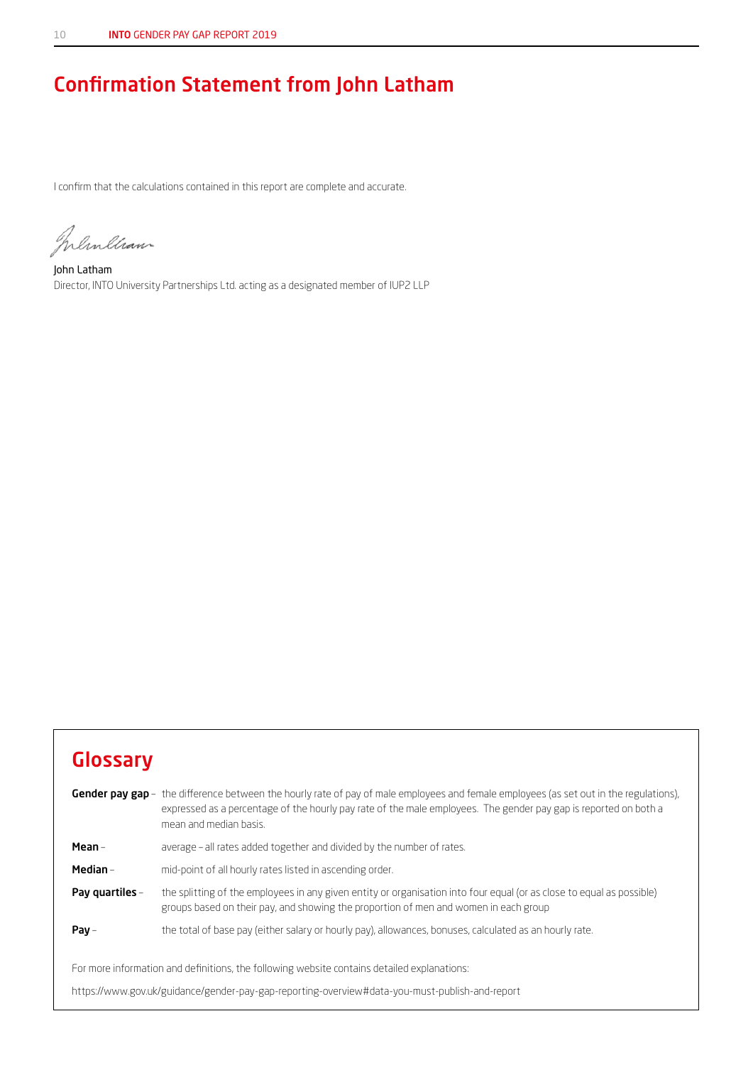## Confirmation Statement from John Latham

I confirm that the calculations contained in this report are complete and accurate.

John Latham
Director, INTO University Partnerships Ltd. acting as a designated member of IUP2 LLP

## Glossary

**Gender pay gap** – the difference between the hourly rate of pay of male employees and female employees (as set out in the regulations), expressed as a percentage of the hourly pay rate of the male employees. The gender pay gap is reported on both a mean and median basis.

**Mean** – average – all rates added together and divided by the number of rates.

**Median** – mid-point of all hourly rates listed in ascending order.

**Pay quartiles** – the splitting of the employees in any given entity or organisation into four equal (or as close to equal as possible) groups based on their pay, and showing the proportion of men and women in each group

**Pay** – the total of base pay (either salary or hourly pay), allowances, bonuses, calculated as an hourly rate.

For more information and definitions, the following website contains detailed explanations:

https://www.gov.uk/guidance/gender-pay-gap-reporting-overview#data-you-must-publish-and-report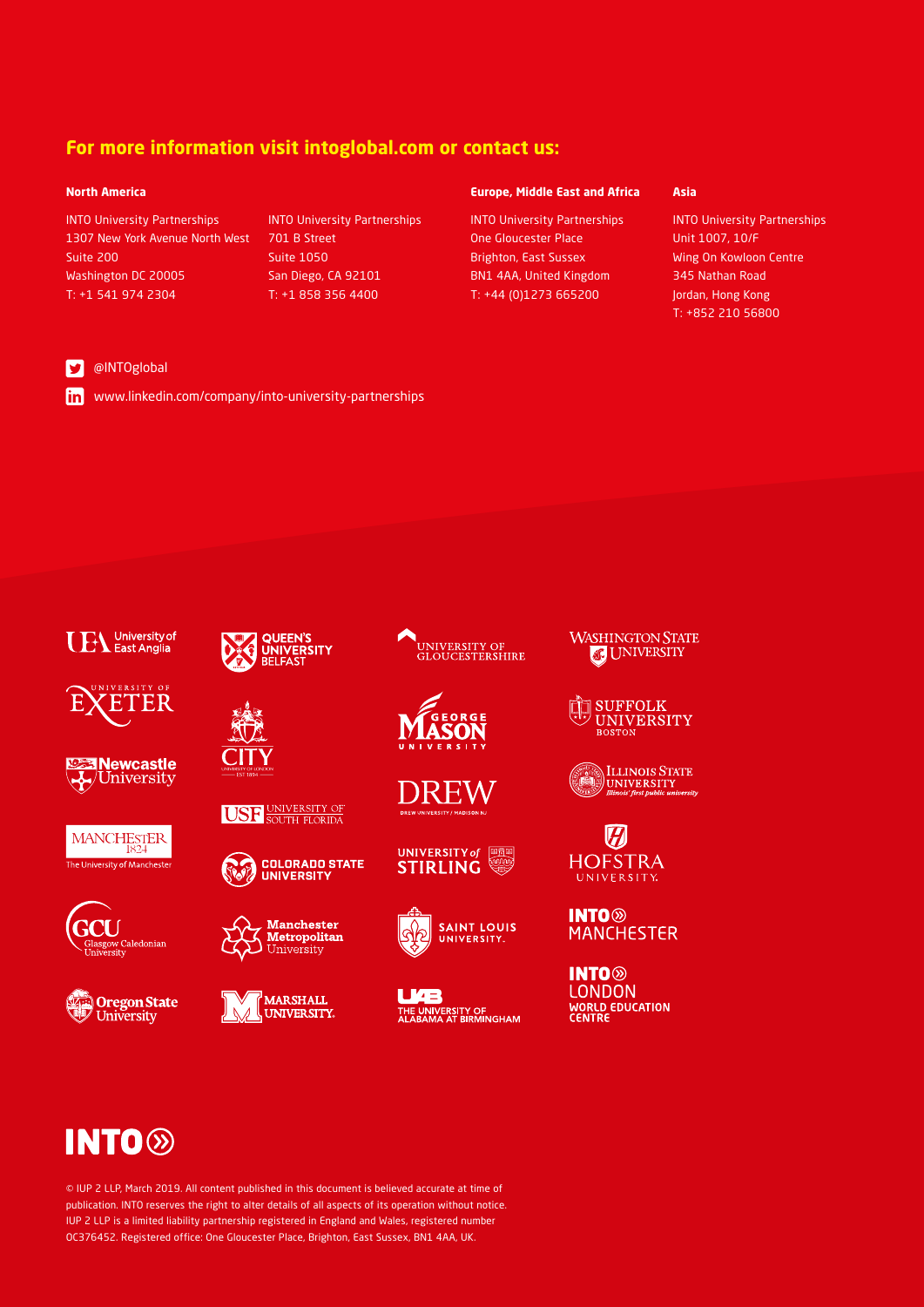## For more information visit intoglobal.com or contact us:

**North America**

INTO University Partnerships
1307 New York Avenue North West
Suite 200
Washington DC 20005
T: +1 541 974 2304

INTO University Partnerships
701 B Street
Suite 1050
San Diego, CA 92101
T: +1 858 356 4400

**Europe, Middle East and Africa**

INTO University Partnerships
One Gloucester Place
Brighton, East Sussex
BN1 4AA, United Kingdom
T: +44 (0)1273 665200

**Asia**

INTO University Partnerships
Unit 1007, 10/F
Wing On Kowloon Centre
345 Nathan Road
Jordan, Hong Kong
T: +852 210 56800

@INTOglobal

www.linkedin.com/company/into-university-partnerships

University of East Anglia
University of Exeter
Newcastle University
The University of Manchester
Glasgow Caledonian University
Oregon State University
Queen's University Belfast
City, University of London
University of South Florida
Colorado State University
Manchester Metropolitan University
Marshall University
University of Gloucestershire
George Mason University
Drew University / Madison NJ
University of Stirling
Saint Louis University
The University of Alabama at Birmingham
Washington State University
Suffolk University Boston
Illinois State University
Hofstra University
INTO Manchester
INTO London World Education Centre

INTO

© IUP 2 LLP, March 2019. All content published in this document is believed accurate at time of publication. INTO reserves the right to alter details of all aspects of its operation without notice. IUP 2 LLP is a limited liability partnership registered in England and Wales, registered number OC376452. Registered office: One Gloucester Place, Brighton, East Sussex, BN1 4AA, UK.